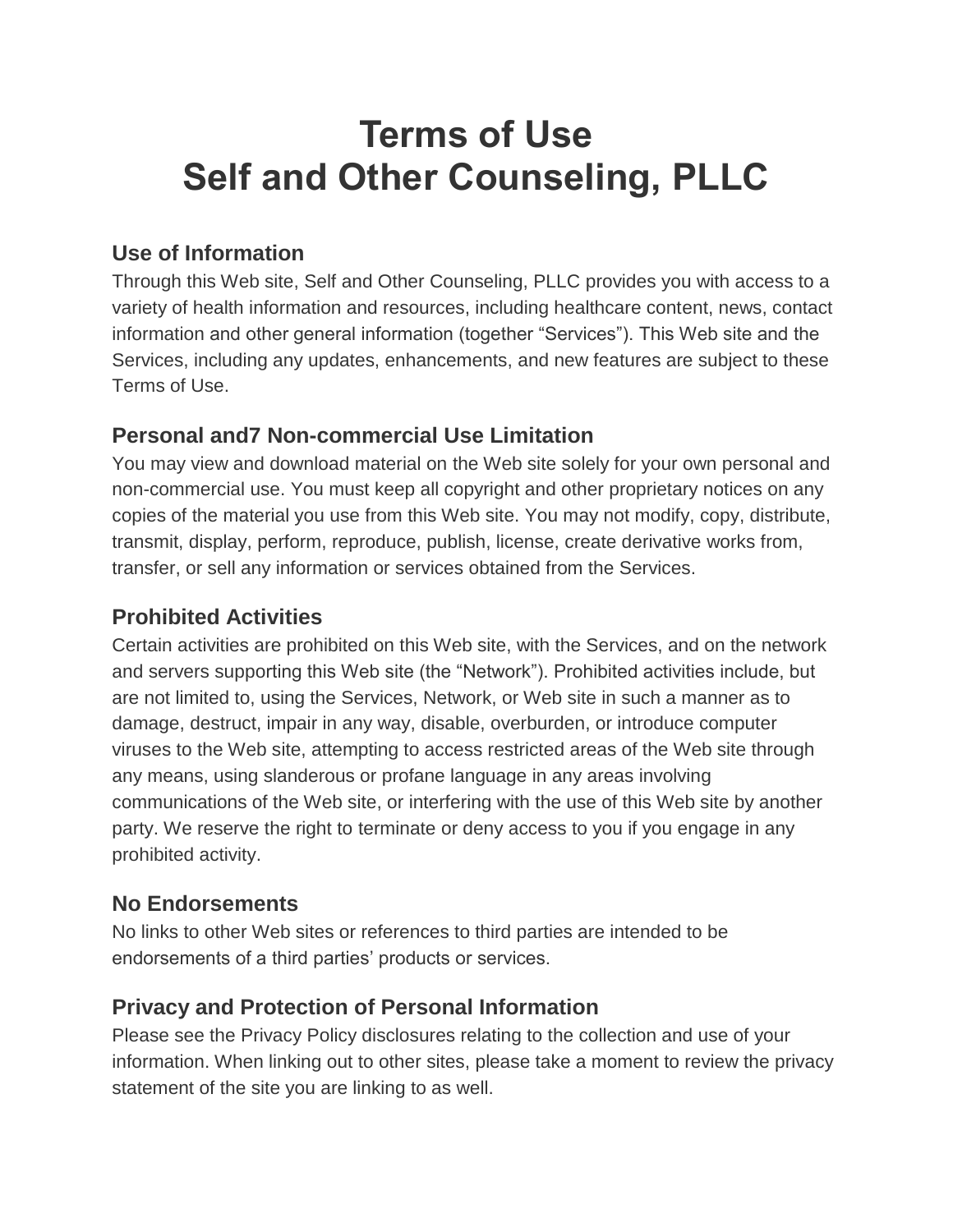# Terms of Use
# Self and Other Counseling, PLLC

## Use of Information

Through this Web site, Self and Other Counseling, PLLC provides you with access to a variety of health information and resources, including healthcare content, news, contact information and other general information (together "Services"). This Web site and the Services, including any updates, enhancements, and new features are subject to these Terms of Use.

## Personal and7 Non-commercial Use Limitation

You may view and download material on the Web site solely for your own personal and non-commercial use. You must keep all copyright and other proprietary notices on any copies of the material you use from this Web site. You may not modify, copy, distribute, transmit, display, perform, reproduce, publish, license, create derivative works from, transfer, or sell any information or services obtained from the Services.

## Prohibited Activities

Certain activities are prohibited on this Web site, with the Services, and on the network and servers supporting this Web site (the "Network"). Prohibited activities include, but are not limited to, using the Services, Network, or Web site in such a manner as to damage, destruct, impair in any way, disable, overburden, or introduce computer viruses to the Web site, attempting to access restricted areas of the Web site through any means, using slanderous or profane language in any areas involving communications of the Web site, or interfering with the use of this Web site by another party. We reserve the right to terminate or deny access to you if you engage in any prohibited activity.

## No Endorsements

No links to other Web sites or references to third parties are intended to be endorsements of a third parties' products or services.

## Privacy and Protection of Personal Information

Please see the Privacy Policy disclosures relating to the collection and use of your information. When linking out to other sites, please take a moment to review the privacy statement of the site you are linking to as well.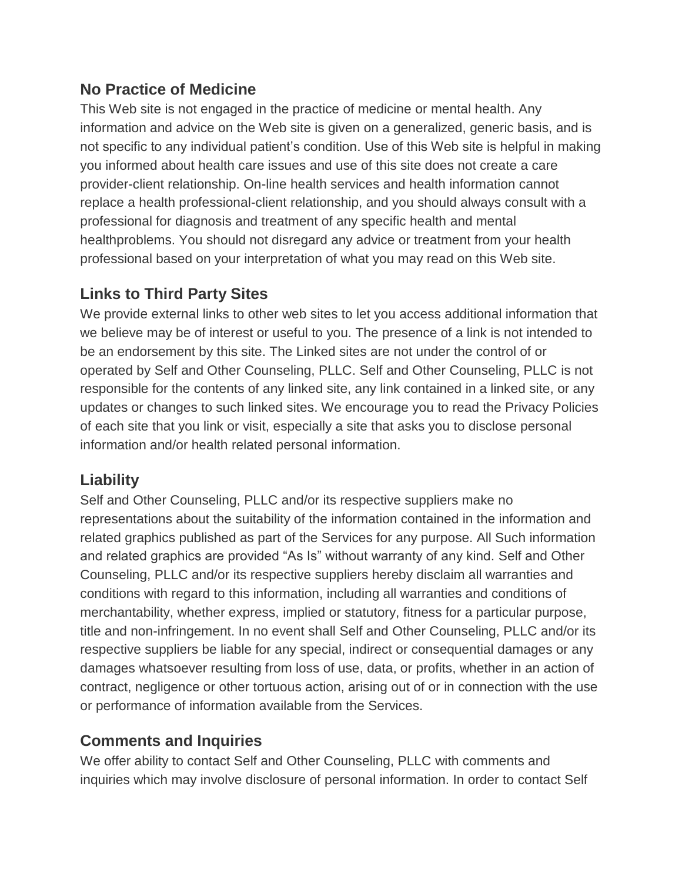## No Practice of Medicine

This Web site is not engaged in the practice of medicine or mental health. Any information and advice on the Web site is given on a generalized, generic basis, and is not specific to any individual patient's condition. Use of this Web site is helpful in making you informed about health care issues and use of this site does not create a care provider-client relationship. On-line health services and health information cannot replace a health professional-client relationship, and you should always consult with a professional for diagnosis and treatment of any specific health and mental healthproblems. You should not disregard any advice or treatment from your health professional based on your interpretation of what you may read on this Web site.

## Links to Third Party Sites

We provide external links to other web sites to let you access additional information that we believe may be of interest or useful to you. The presence of a link is not intended to be an endorsement by this site. The Linked sites are not under the control of or operated by Self and Other Counseling, PLLC. Self and Other Counseling, PLLC is not responsible for the contents of any linked site, any link contained in a linked site, or any updates or changes to such linked sites. We encourage you to read the Privacy Policies of each site that you link or visit, especially a site that asks you to disclose personal information and/or health related personal information.

## Liability

Self and Other Counseling, PLLC and/or its respective suppliers make no representations about the suitability of the information contained in the information and related graphics published as part of the Services for any purpose. All Such information and related graphics are provided "As Is" without warranty of any kind. Self and Other Counseling, PLLC and/or its respective suppliers hereby disclaim all warranties and conditions with regard to this information, including all warranties and conditions of merchantability, whether express, implied or statutory, fitness for a particular purpose, title and non-infringement. In no event shall Self and Other Counseling, PLLC and/or its respective suppliers be liable for any special, indirect or consequential damages or any damages whatsoever resulting from loss of use, data, or profits, whether in an action of contract, negligence or other tortuous action, arising out of or in connection with the use or performance of information available from the Services.

## Comments and Inquiries

We offer ability to contact Self and Other Counseling, PLLC with comments and inquiries which may involve disclosure of personal information. In order to contact Self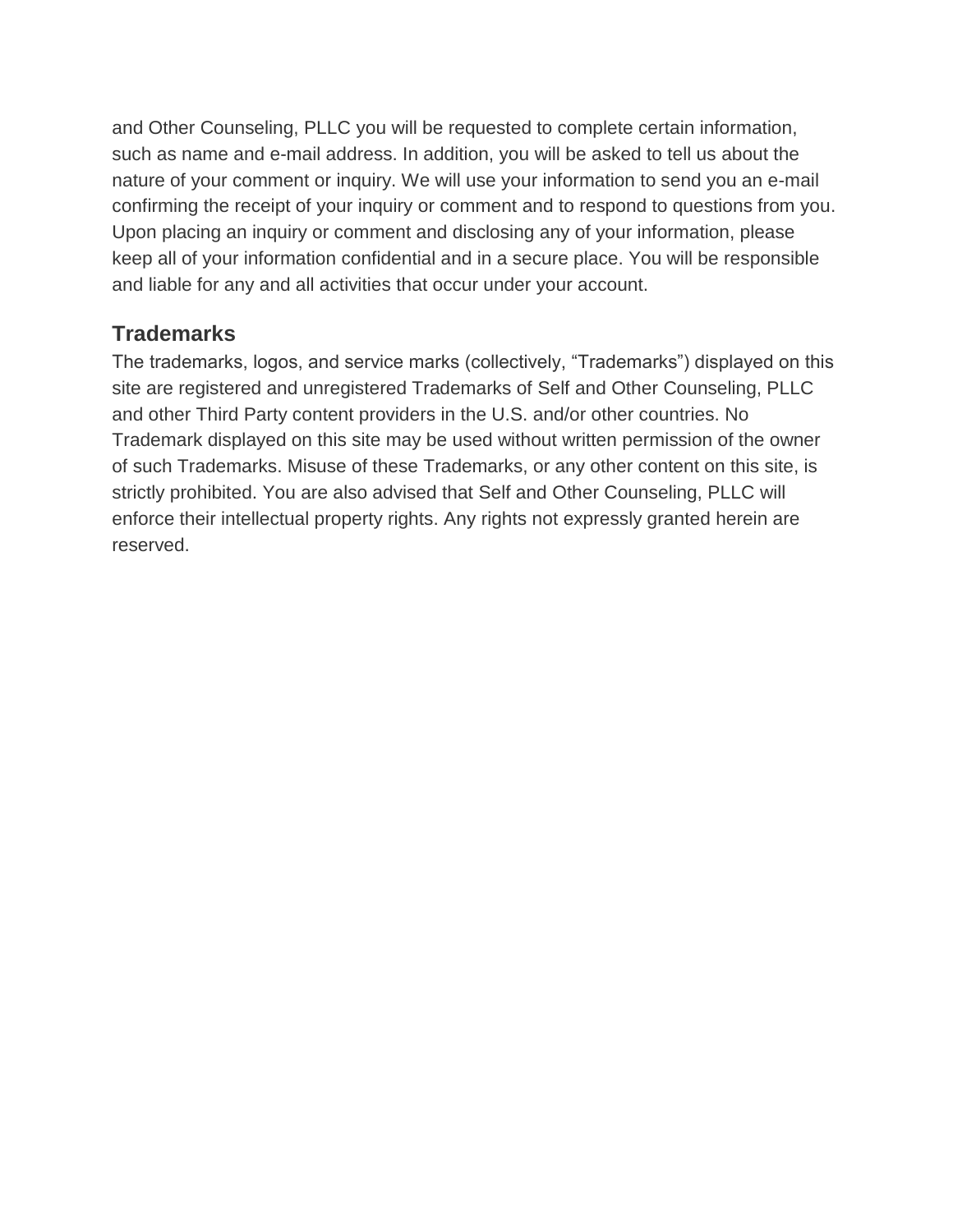and Other Counseling, PLLC you will be requested to complete certain information, such as name and e-mail address. In addition, you will be asked to tell us about the nature of your comment or inquiry. We will use your information to send you an e-mail confirming the receipt of your inquiry or comment and to respond to questions from you. Upon placing an inquiry or comment and disclosing any of your information, please keep all of your information confidential and in a secure place. You will be responsible and liable for any and all activities that occur under your account.

## Trademarks

The trademarks, logos, and service marks (collectively, "Trademarks") displayed on this site are registered and unregistered Trademarks of Self and Other Counseling, PLLC and other Third Party content providers in the U.S. and/or other countries. No Trademark displayed on this site may be used without written permission of the owner of such Trademarks. Misuse of these Trademarks, or any other content on this site, is strictly prohibited. You are also advised that Self and Other Counseling, PLLC will enforce their intellectual property rights. Any rights not expressly granted herein are reserved.